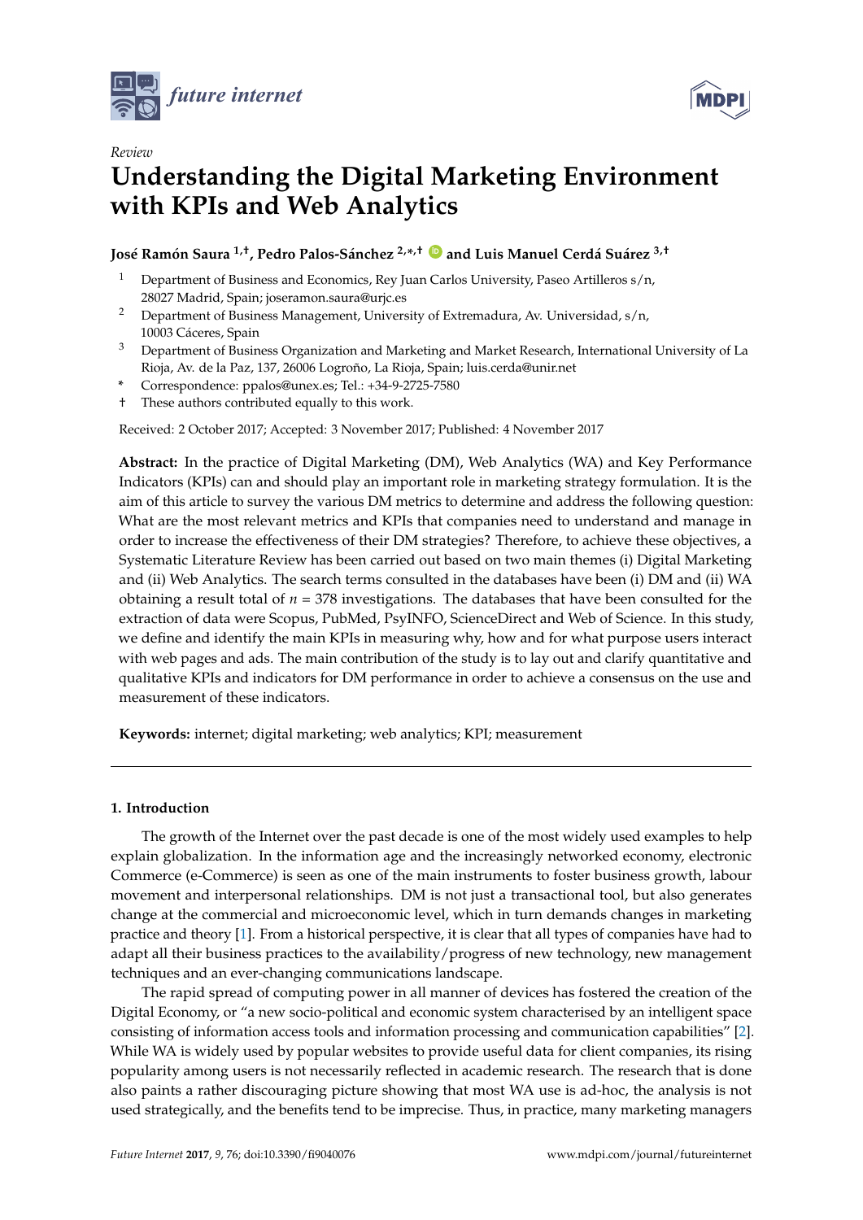*future internet*

Review

# Understanding the Digital Marketing Environment with KPIs and Web Analytics

**José Ramón Saura [1,†], Pedro Palos-Sánchez [2,*,†] and Luis Manuel Cerdá Suárez [3,†]**

1. Department of Business and Economics, Rey Juan Carlos University, Paseo Artilleros s/n, 28027 Madrid, Spain; joseramon.saura@urjc.es
2. Department of Business Management, University of Extremadura, Av. Universidad, s/n, 10003 Cáceres, Spain
3. Department of Business Organization and Marketing and Market Research, International University of La Rioja, Av. de la Paz, 137, 26006 Logroño, La Rioja, Spain; luis.cerda@unir.net

\* Correspondence: ppalos@unex.es; Tel.: +34-9-2725-7580

† These authors contributed equally to this work.

Received: 2 October 2017; Accepted: 3 November 2017; Published: 4 November 2017

**Abstract:** In the practice of Digital Marketing (DM), Web Analytics (WA) and Key Performance Indicators (KPIs) can and should play an important role in marketing strategy formulation. It is the aim of this article to survey the various DM metrics to determine and address the following question: What are the most relevant metrics and KPIs that companies need to understand and manage in order to increase the effectiveness of their DM strategies? Therefore, to achieve these objectives, a Systematic Literature Review has been carried out based on two main themes (i) Digital Marketing and (ii) Web Analytics. The search terms consulted in the databases have been (i) DM and (ii) WA obtaining a result total of $n = 378$ investigations. The databases that have been consulted for the extraction of data were Scopus, PubMed, PsyINFO, ScienceDirect and Web of Science. In this study, we define and identify the main KPIs in measuring why, how and for what purpose users interact with web pages and ads. The main contribution of the study is to lay out and clarify quantitative and qualitative KPIs and indicators for DM performance in order to achieve a consensus on the use and measurement of these indicators.

**Keywords:** internet; digital marketing; web analytics; KPI; measurement

## 1. Introduction

The growth of the Internet over the past decade is one of the most widely used examples to help explain globalization. In the information age and the increasingly networked economy, electronic Commerce (e-Commerce) is seen as one of the main instruments to foster business growth, labour movement and interpersonal relationships. DM is not just a transactional tool, but also generates change at the commercial and microeconomic level, which in turn demands changes in marketing practice and theory [1]. From a historical perspective, it is clear that all types of companies have had to adapt all their business practices to the availability/progress of new technology, new management techniques and an ever-changing communications landscape.

The rapid spread of computing power in all manner of devices has fostered the creation of the Digital Economy, or "a new socio-political and economic system characterised by an intelligent space consisting of information access tools and information processing and communication capabilities" [2]. While WA is widely used by popular websites to provide useful data for client companies, its rising popularity among users is not necessarily reflected in academic research. The research that is done also paints a rather discouraging picture showing that most WA use is ad-hoc, the analysis is not used strategically, and the benefits tend to be imprecise. Thus, in practice, many marketing managers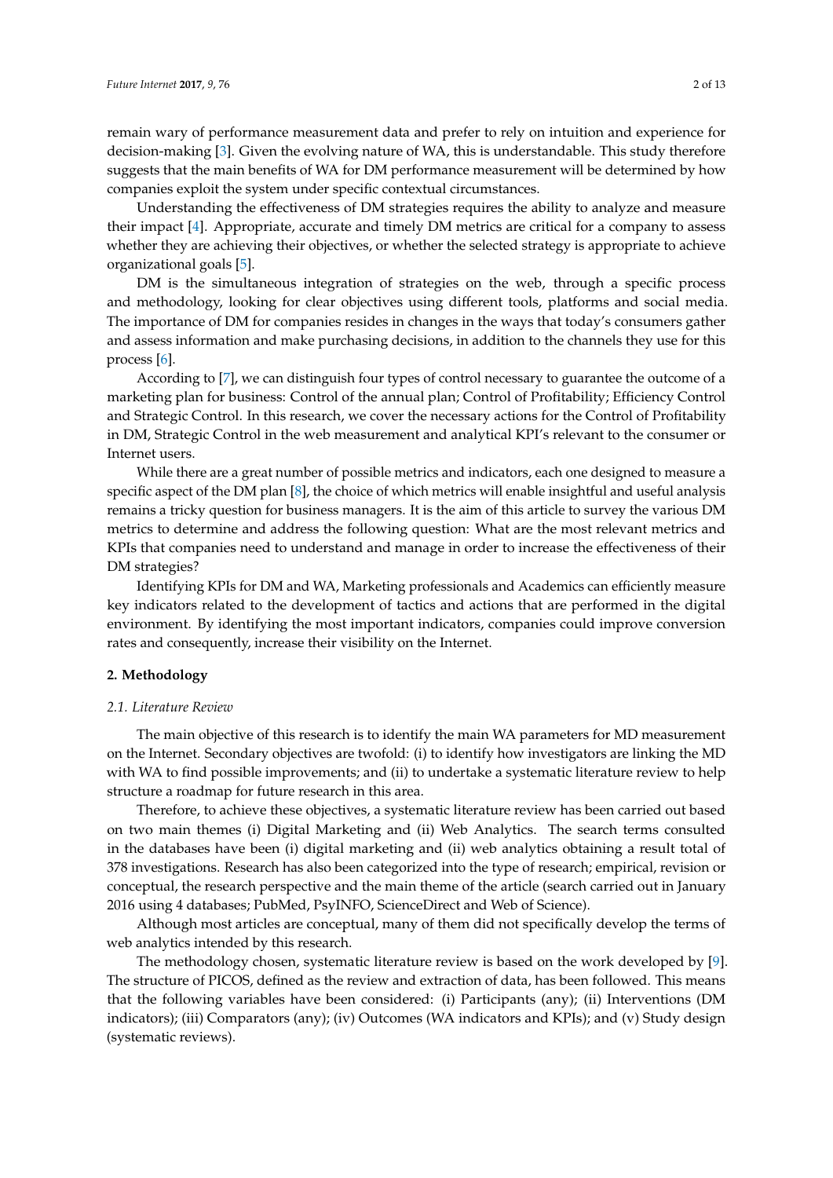remain wary of performance measurement data and prefer to rely on intuition and experience for decision-making [3]. Given the evolving nature of WA, this is understandable. This study therefore suggests that the main benefits of WA for DM performance measurement will be determined by how companies exploit the system under specific contextual circumstances.

Understanding the effectiveness of DM strategies requires the ability to analyze and measure their impact [4]. Appropriate, accurate and timely DM metrics are critical for a company to assess whether they are achieving their objectives, or whether the selected strategy is appropriate to achieve organizational goals [5].

DM is the simultaneous integration of strategies on the web, through a specific process and methodology, looking for clear objectives using different tools, platforms and social media. The importance of DM for companies resides in changes in the ways that today's consumers gather and assess information and make purchasing decisions, in addition to the channels they use for this process [6].

According to [7], we can distinguish four types of control necessary to guarantee the outcome of a marketing plan for business: Control of the annual plan; Control of Profitability; Efficiency Control and Strategic Control. In this research, we cover the necessary actions for the Control of Profitability in DM, Strategic Control in the web measurement and analytical KPI's relevant to the consumer or Internet users.

While there are a great number of possible metrics and indicators, each one designed to measure a specific aspect of the DM plan [8], the choice of which metrics will enable insightful and useful analysis remains a tricky question for business managers. It is the aim of this article to survey the various DM metrics to determine and address the following question: What are the most relevant metrics and KPIs that companies need to understand and manage in order to increase the effectiveness of their DM strategies?

Identifying KPIs for DM and WA, Marketing professionals and Academics can efficiently measure key indicators related to the development of tactics and actions that are performed in the digital environment. By identifying the most important indicators, companies could improve conversion rates and consequently, increase their visibility on the Internet.

## 2. Methodology

### *2.1. Literature Review*

The main objective of this research is to identify the main WA parameters for MD measurement on the Internet. Secondary objectives are twofold: (i) to identify how investigators are linking the MD with WA to find possible improvements; and (ii) to undertake a systematic literature review to help structure a roadmap for future research in this area.

Therefore, to achieve these objectives, a systematic literature review has been carried out based on two main themes (i) Digital Marketing and (ii) Web Analytics. The search terms consulted in the databases have been (i) digital marketing and (ii) web analytics obtaining a result total of 378 investigations. Research has also been categorized into the type of research; empirical, revision or conceptual, the research perspective and the main theme of the article (search carried out in January 2016 using 4 databases; PubMed, PsyINFO, ScienceDirect and Web of Science).

Although most articles are conceptual, many of them did not specifically develop the terms of web analytics intended by this research.

The methodology chosen, systematic literature review is based on the work developed by [9]. The structure of PICOS, defined as the review and extraction of data, has been followed. This means that the following variables have been considered: (i) Participants (any); (ii) Interventions (DM indicators); (iii) Comparators (any); (iv) Outcomes (WA indicators and KPIs); and (v) Study design (systematic reviews).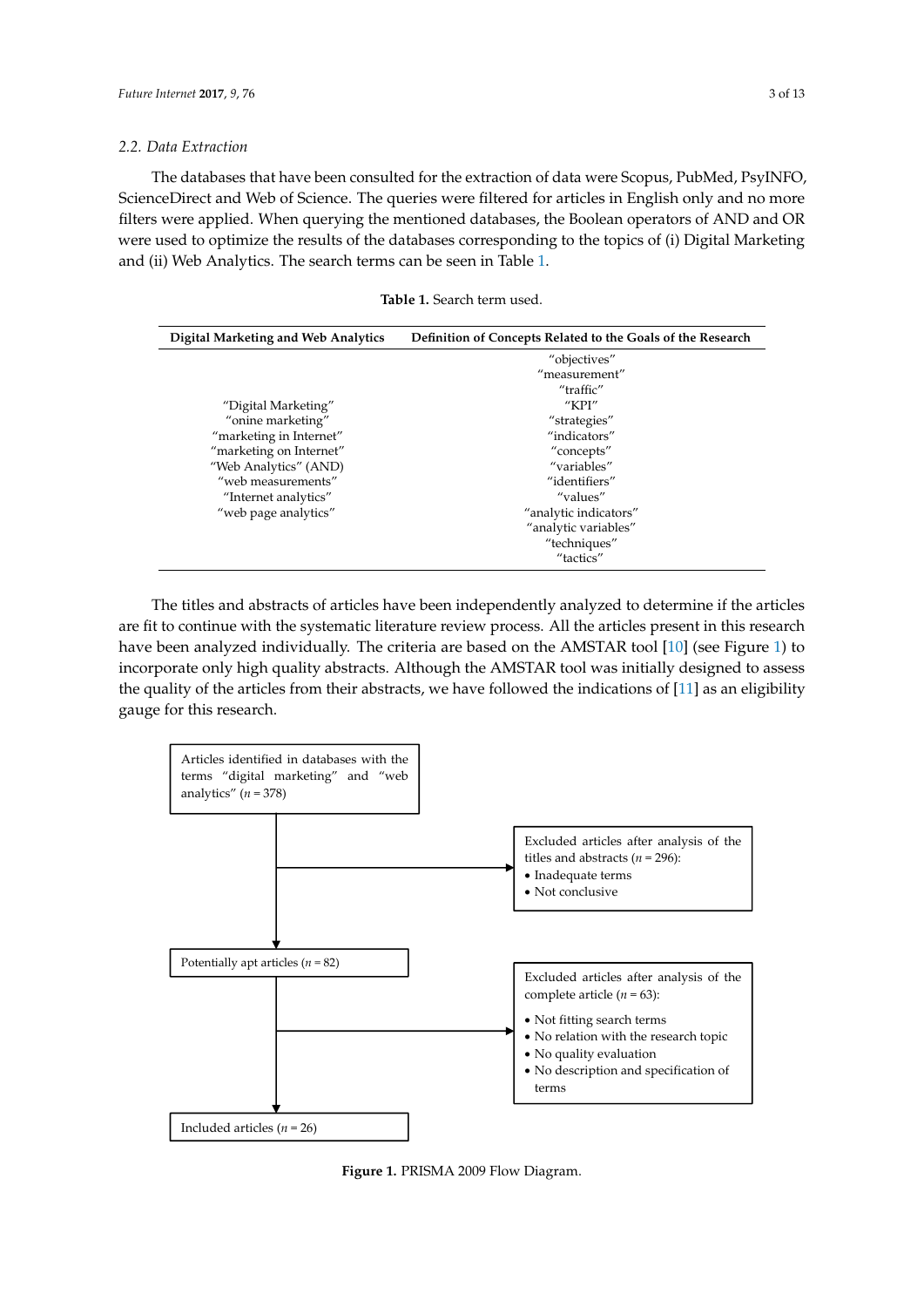### 2.2. Data Extraction

The databases that have been consulted for the extraction of data were Scopus, PubMed, PsyINFO, ScienceDirect and Web of Science. The queries were filtered for articles in English only and no more filters were applied. When querying the mentioned databases, the Boolean operators of AND and OR were used to optimize the results of the databases corresponding to the topics of (i) Digital Marketing and (ii) Web Analytics. The search terms can be seen in Table 1.

**Table 1.** Search term used.

| Digital Marketing and Web Analytics | Definition of Concepts Related to the Goals of the Research |
|---|---|
| | "objectives" |
| | "measurement" |
| | "traffic" |
| "Digital Marketing" | "KPI" |
| "onine marketing" | "strategies" |
| "marketing in Internet" | "indicators" |
| "marketing on Internet" | "concepts" |
| "Web Analytics" (AND) | "variables" |
| "web measurements" | "identifiers" |
| "Internet analytics" | "values" |
| "web page analytics" | "analytic indicators" |
| | "analytic variables" |
| | "techniques" |
| | "tactics" |

The titles and abstracts of articles have been independently analyzed to determine if the articles are fit to continue with the systematic literature review process. All the articles present in this research have been analyzed individually. The criteria are based on the AMSTAR tool [10] (see Figure 1) to incorporate only high quality abstracts. Although the AMSTAR tool was initially designed to assess the quality of the articles from their abstracts, we have followed the indications of [11] as an eligibility gauge for this research.

Articles identified in databases with the terms "digital marketing" and "web analytics" ($n$ = 378)

Excluded articles after analysis of the titles and abstracts ($n$ = 296):
- Inadequate terms
- Not conclusive

Potentially apt articles ($n$ = 82)

Excluded articles after analysis of the complete article ($n$ = 63):
- Not fitting search terms
- No relation with the research topic
- No quality evaluation
- No description and specification of terms

Included articles ($n$ = 26)

**Figure 1.** PRISMA 2009 Flow Diagram.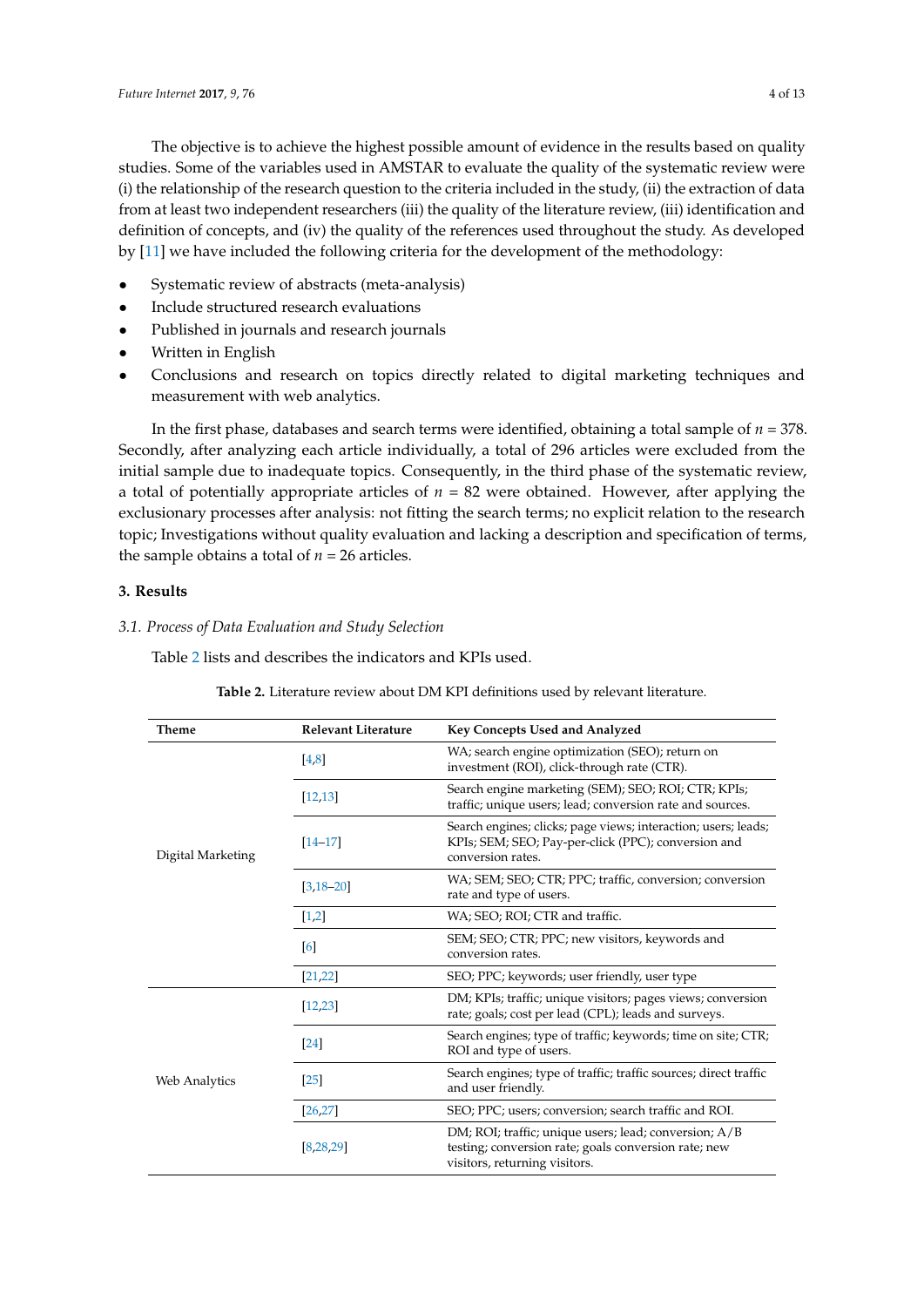The objective is to achieve the highest possible amount of evidence in the results based on quality studies. Some of the variables used in AMSTAR to evaluate the quality of the systematic review were (i) the relationship of the research question to the criteria included in the study, (ii) the extraction of data from at least two independent researchers (iii) the quality of the literature review, (iii) identification and definition of concepts, and (iv) the quality of the references used throughout the study. As developed by [11] we have included the following criteria for the development of the methodology:

- Systematic review of abstracts (meta-analysis)
- Include structured research evaluations
- Published in journals and research journals
- Written in English
- Conclusions and research on topics directly related to digital marketing techniques and measurement with web analytics.

In the first phase, databases and search terms were identified, obtaining a total sample of $n = 378$. Secondly, after analyzing each article individually, a total of 296 articles were excluded from the initial sample due to inadequate topics. Consequently, in the third phase of the systematic review, a total of potentially appropriate articles of $n = 82$ were obtained. However, after applying the exclusionary processes after analysis: not fitting the search terms; no explicit relation to the research topic; Investigations without quality evaluation and lacking a description and specification of terms, the sample obtains a total of $n = 26$ articles.

## 3. Results

### 3.1. Process of Data Evaluation and Study Selection

Table 2 lists and describes the indicators and KPIs used.

**Table 2.** Literature review about DM KPI definitions used by relevant literature.

| Theme | Relevant Literature | Key Concepts Used and Analyzed |
|---|---|---|
| Digital Marketing | [4,8] | WA; search engine optimization (SEO); return on investment (ROI), click-through rate (CTR). |
| | [12,13] | Search engine marketing (SEM); SEO; ROI; CTR; KPIs; traffic; unique users; lead; conversion rate and sources. |
| | [14–17] | Search engines; clicks; page views; interaction; users; leads; KPIs; SEM; SEO; Pay-per-click (PPC); conversion and conversion rates. |
| | [3,18–20] | WA; SEM; SEO; CTR; PPC; traffic, conversion; conversion rate and type of users. |
| | [1,2] | WA; SEO; ROI; CTR and traffic. |
| | [6] | SEM; SEO; CTR; PPC; new visitors, keywords and conversion rates. |
| | [21,22] | SEO; PPC; keywords; user friendly, user type |
| Web Analytics | [12,23] | DM; KPIs; traffic; unique visitors; pages views; conversion rate; goals; cost per lead (CPL); leads and surveys. |
| | [24] | Search engines; type of traffic; keywords; time on site; CTR; ROI and type of users. |
| | [25] | Search engines; type of traffic; traffic sources; direct traffic and user friendly. |
| | [26,27] | SEO; PPC; users; conversion; search traffic and ROI. |
| | [8,28,29] | DM; ROI; traffic; unique users; lead; conversion; A/B testing; conversion rate; goals conversion rate; new visitors, returning visitors. |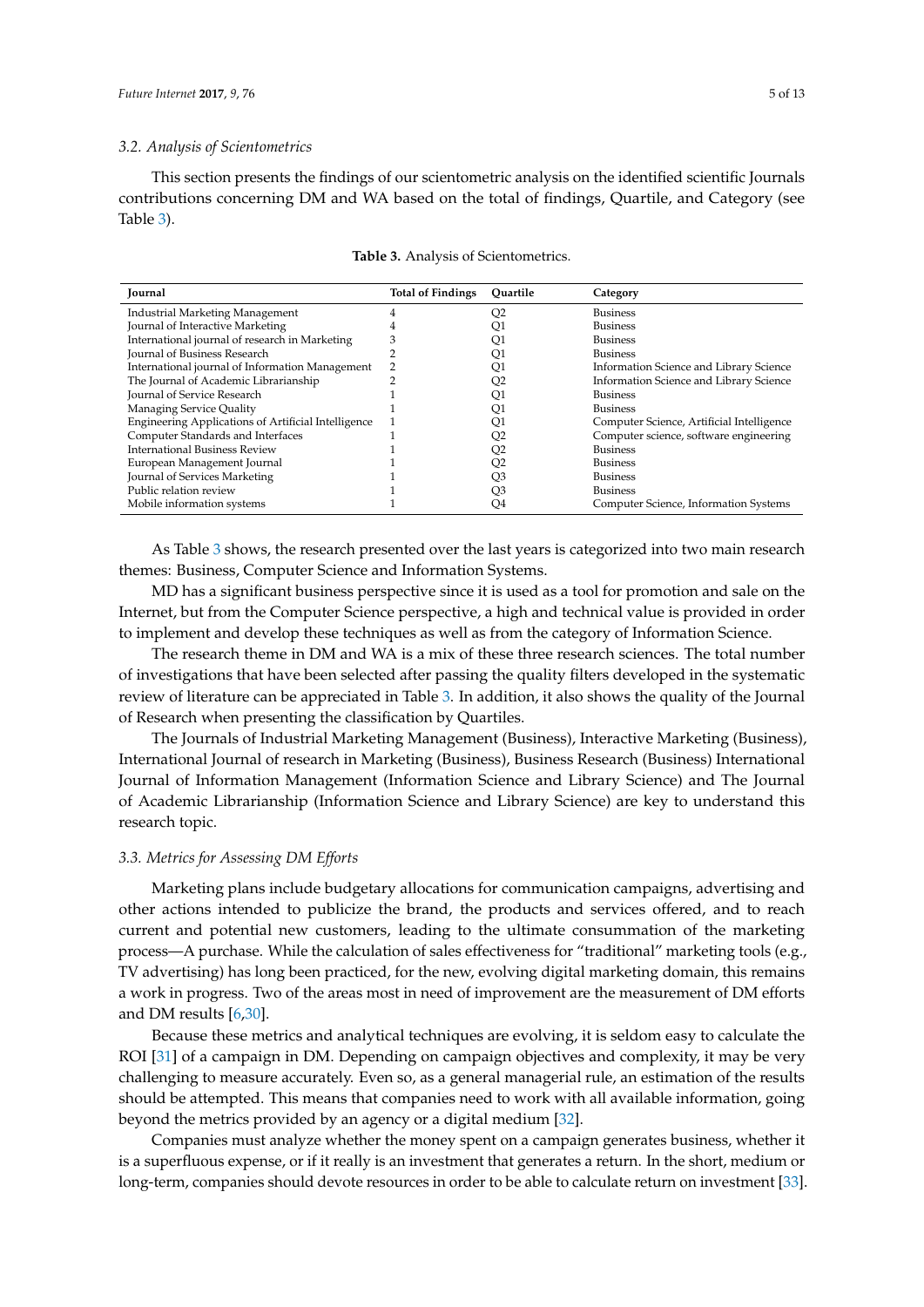### 3.2. Analysis of Scientometrics

This section presents the findings of our scientometric analysis on the identified scientific Journals contributions concerning DM and WA based on the total of findings, Quartile, and Category (see Table 3).

**Table 3.** Analysis of Scientometrics.

| Journal | Total of Findings | Quartile | Category |
|---|---|---|---|
| Industrial Marketing Management | 4 | Q2 | Business |
| Journal of Interactive Marketing | 4 | Q1 | Business |
| International journal of research in Marketing | 3 | Q1 | Business |
| Journal of Business Research | 2 | Q1 | Business |
| International journal of Information Management | 2 | Q1 | Information Science and Library Science |
| The Journal of Academic Librarianship | 2 | Q2 | Information Science and Library Science |
| Journal of Service Research | 1 | Q1 | Business |
| Managing Service Quality | 1 | Q1 | Business |
| Engineering Applications of Artificial Intelligence | 1 | Q1 | Computer Science, Artificial Intelligence |
| Computer Standards and Interfaces | 1 | Q2 | Computer science, software engineering |
| International Business Review | 1 | Q2 | Business |
| European Management Journal | 1 | Q2 | Business |
| Journal of Services Marketing | 1 | Q3 | Business |
| Public relation review | 1 | Q3 | Business |
| Mobile information systems | 1 | Q4 | Computer Science, Information Systems |

As Table 3 shows, the research presented over the last years is categorized into two main research themes: Business, Computer Science and Information Systems.

MD has a significant business perspective since it is used as a tool for promotion and sale on the Internet, but from the Computer Science perspective, a high and technical value is provided in order to implement and develop these techniques as well as from the category of Information Science.

The research theme in DM and WA is a mix of these three research sciences. The total number of investigations that have been selected after passing the quality filters developed in the systematic review of literature can be appreciated in Table 3. In addition, it also shows the quality of the Journal of Research when presenting the classification by Quartiles.

The Journals of Industrial Marketing Management (Business), Interactive Marketing (Business), International Journal of research in Marketing (Business), Business Research (Business) International Journal of Information Management (Information Science and Library Science) and The Journal of Academic Librarianship (Information Science and Library Science) are key to understand this research topic.

### 3.3. Metrics for Assessing DM Efforts

Marketing plans include budgetary allocations for communication campaigns, advertising and other actions intended to publicize the brand, the products and services offered, and to reach current and potential new customers, leading to the ultimate consummation of the marketing process—A purchase. While the calculation of sales effectiveness for "traditional" marketing tools (e.g., TV advertising) has long been practiced, for the new, evolving digital marketing domain, this remains a work in progress. Two of the areas most in need of improvement are the measurement of DM efforts and DM results [6,30].

Because these metrics and analytical techniques are evolving, it is seldom easy to calculate the ROI [31] of a campaign in DM. Depending on campaign objectives and complexity, it may be very challenging to measure accurately. Even so, as a general managerial rule, an estimation of the results should be attempted. This means that companies need to work with all available information, going beyond the metrics provided by an agency or a digital medium [32].

Companies must analyze whether the money spent on a campaign generates business, whether it is a superfluous expense, or if it really is an investment that generates a return. In the short, medium or long-term, companies should devote resources in order to be able to calculate return on investment [33].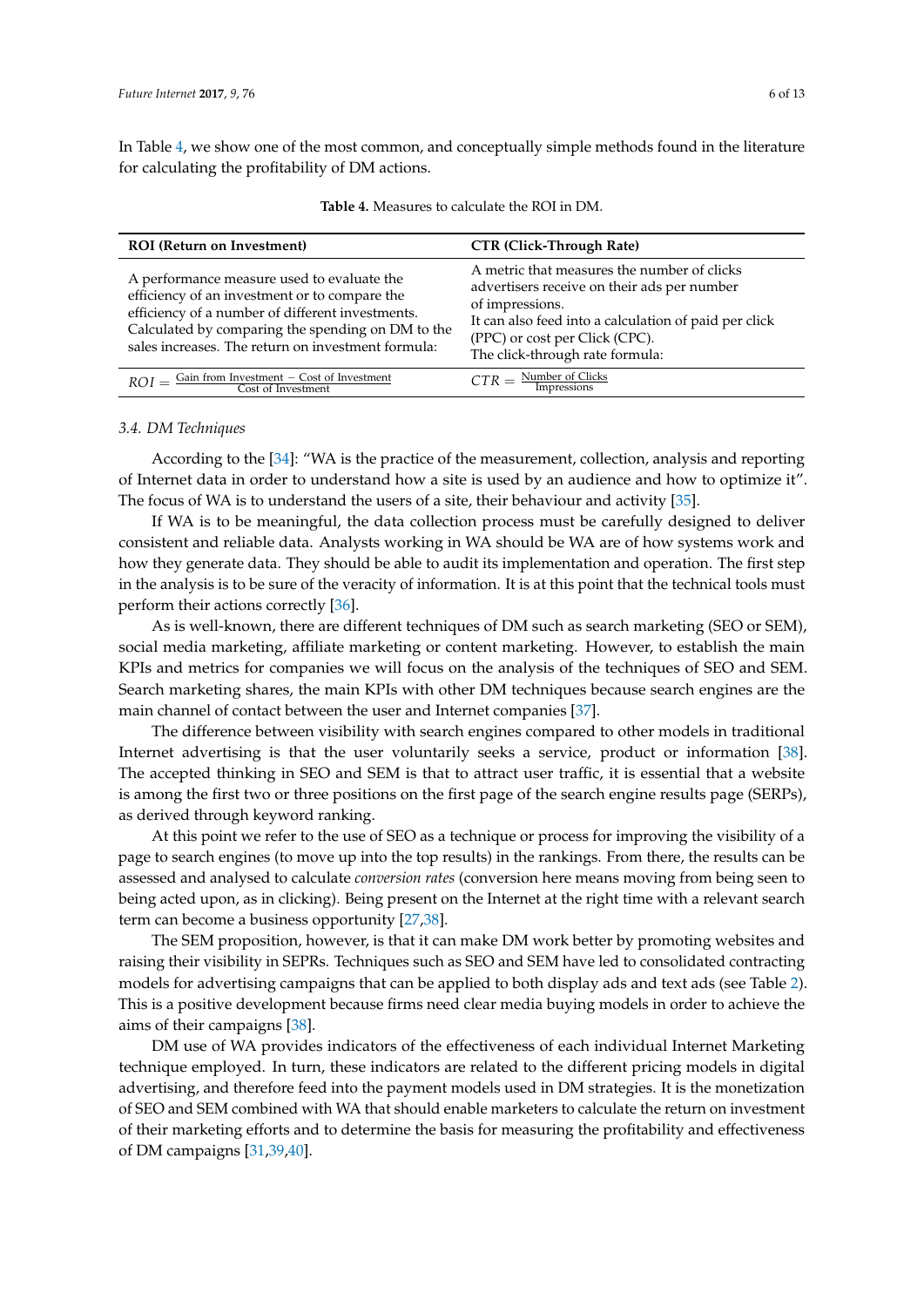In Table 4, we show one of the most common, and conceptually simple methods found in the literature for calculating the profitability of DM actions.

**Table 4.** Measures to calculate the ROI in DM.

| ROI (Return on Investment) | CTR (Click-Through Rate) |
| --- | --- |
| A performance measure used to evaluate the efficiency of an investment or to compare the efficiency of a number of different investments. Calculated by comparing the spending on DM to the sales increases. The return on investment formula: | A metric that measures the number of clicks advertisers receive on their ads per number of impressions. It can also feed into a calculation of paid per click (PPC) or cost per Click (CPC). The click-through rate formula: |
| $ROI = \frac{\text{Gain from Investment} - \text{Cost of Investment}}{\text{Cost of Investment}}$ | $CTR = \frac{\text{Number of Clicks}}{\text{Impressions}}$ |

### 3.4. DM Techniques

According to the [34]: "WA is the practice of the measurement, collection, analysis and reporting of Internet data in order to understand how a site is used by an audience and how to optimize it". The focus of WA is to understand the users of a site, their behaviour and activity [35].

If WA is to be meaningful, the data collection process must be carefully designed to deliver consistent and reliable data. Analysts working in WA should be WA are of how systems work and how they generate data. They should be able to audit its implementation and operation. The first step in the analysis is to be sure of the veracity of information. It is at this point that the technical tools must perform their actions correctly [36].

As is well-known, there are different techniques of DM such as search marketing (SEO or SEM), social media marketing, affiliate marketing or content marketing. However, to establish the main KPIs and metrics for companies we will focus on the analysis of the techniques of SEO and SEM. Search marketing shares, the main KPIs with other DM techniques because search engines are the main channel of contact between the user and Internet companies [37].

The difference between visibility with search engines compared to other models in traditional Internet advertising is that the user voluntarily seeks a service, product or information [38]. The accepted thinking in SEO and SEM is that to attract user traffic, it is essential that a website is among the first two or three positions on the first page of the search engine results page (SERPs), as derived through keyword ranking.

At this point we refer to the use of SEO as a technique or process for improving the visibility of a page to search engines (to move up into the top results) in the rankings. From there, the results can be assessed and analysed to calculate *conversion rates* (conversion here means moving from being seen to being acted upon, as in clicking). Being present on the Internet at the right time with a relevant search term can become a business opportunity [27,38].

The SEM proposition, however, is that it can make DM work better by promoting websites and raising their visibility in SEPRs. Techniques such as SEO and SEM have led to consolidated contracting models for advertising campaigns that can be applied to both display ads and text ads (see Table 2). This is a positive development because firms need clear media buying models in order to achieve the aims of their campaigns [38].

DM use of WA provides indicators of the effectiveness of each individual Internet Marketing technique employed. In turn, these indicators are related to the different pricing models in digital advertising, and therefore feed into the payment models used in DM strategies. It is the monetization of SEO and SEM combined with WA that should enable marketers to calculate the return on investment of their marketing efforts and to determine the basis for measuring the profitability and effectiveness of DM campaigns [31,39,40].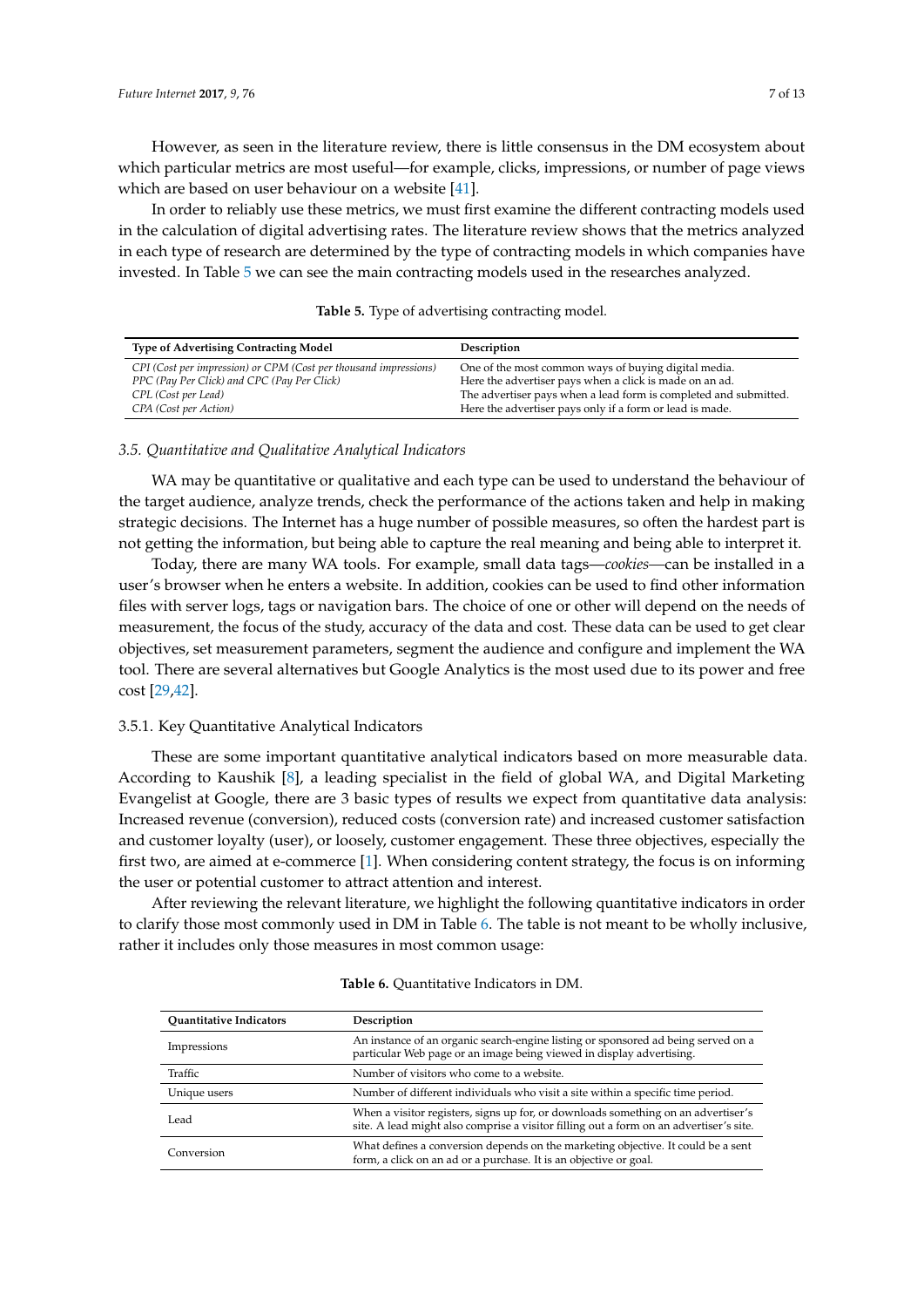However, as seen in the literature review, there is little consensus in the DM ecosystem about which particular metrics are most useful—for example, clicks, impressions, or number of page views which are based on user behaviour on a website [41].

In order to reliably use these metrics, we must first examine the different contracting models used in the calculation of digital advertising rates. The literature review shows that the metrics analyzed in each type of research are determined by the type of contracting models in which companies have invested. In Table 5 we can see the main contracting models used in the researches analyzed.

**Table 5.** Type of advertising contracting model.

| Type of Advertising Contracting Model | Description |
|---|---|
| *CPI (Cost per impression) or CPM (Cost per thousand impressions)* | One of the most common ways of buying digital media. |
| *PPC (Pay Per Click) and CPC (Pay Per Click)* | Here the advertiser pays when a click is made on an ad. |
| *CPL (Cost per Lead)* | The advertiser pays when a lead form is completed and submitted. |
| *CPA (Cost per Action)* | Here the advertiser pays only if a form or lead is made. |

### *3.5. Quantitative and Qualitative Analytical Indicators*

WA may be quantitative or qualitative and each type can be used to understand the behaviour of the target audience, analyze trends, check the performance of the actions taken and help in making strategic decisions. The Internet has a huge number of possible measures, so often the hardest part is not getting the information, but being able to capture the real meaning and being able to interpret it.

Today, there are many WA tools. For example, small data tags—*cookies*—can be installed in a user's browser when he enters a website. In addition, cookies can be used to find other information files with server logs, tags or navigation bars. The choice of one or other will depend on the needs of measurement, the focus of the study, accuracy of the data and cost. These data can be used to get clear objectives, set measurement parameters, segment the audience and configure and implement the WA tool. There are several alternatives but Google Analytics is the most used due to its power and free cost [29,42].

#### 3.5.1. Key Quantitative Analytical Indicators

These are some important quantitative analytical indicators based on more measurable data. According to Kaushik [8], a leading specialist in the field of global WA, and Digital Marketing Evangelist at Google, there are 3 basic types of results we expect from quantitative data analysis: Increased revenue (conversion), reduced costs (conversion rate) and increased customer satisfaction and customer loyalty (user), or loosely, customer engagement. These three objectives, especially the first two, are aimed at e-commerce [1]. When considering content strategy, the focus is on informing the user or potential customer to attract attention and interest.

After reviewing the relevant literature, we highlight the following quantitative indicators in order to clarify those most commonly used in DM in Table 6. The table is not meant to be wholly inclusive, rather it includes only those measures in most common usage:

**Table 6.** Quantitative Indicators in DM.

| Quantitative Indicators | Description |
|---|---|
| Impressions | An instance of an organic search-engine listing or sponsored ad being served on a particular Web page or an image being viewed in display advertising. |
| Traffic | Number of visitors who come to a website. |
| Unique users | Number of different individuals who visit a site within a specific time period. |
| Lead | When a visitor registers, signs up for, or downloads something on an advertiser's site. A lead might also comprise a visitor filling out a form on an advertiser's site. |
| Conversion | What defines a conversion depends on the marketing objective. It could be a sent form, a click on an ad or a purchase. It is an objective or goal. |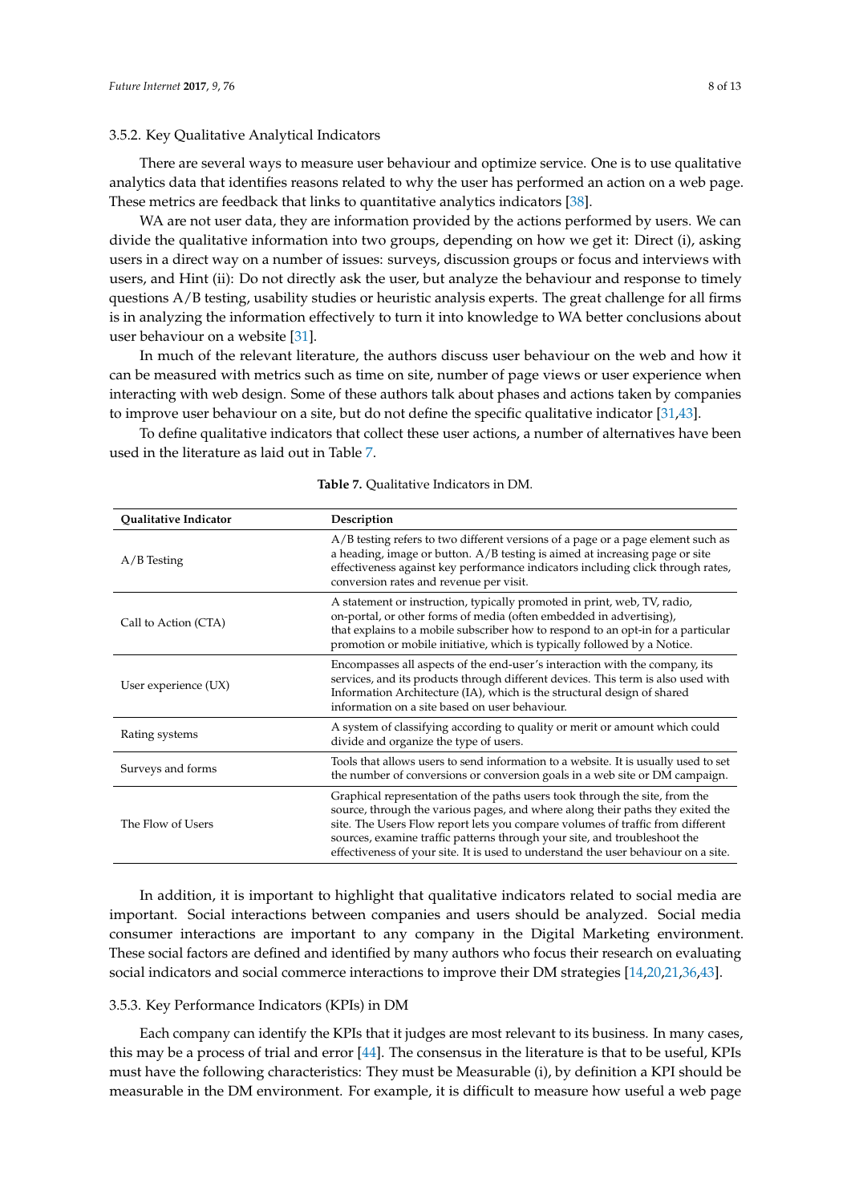#### 3.5.2. Key Qualitative Analytical Indicators

There are several ways to measure user behaviour and optimize service. One is to use qualitative analytics data that identifies reasons related to why the user has performed an action on a web page. These metrics are feedback that links to quantitative analytics indicators [38].

WA are not user data, they are information provided by the actions performed by users. We can divide the qualitative information into two groups, depending on how we get it: Direct (i), asking users in a direct way on a number of issues: surveys, discussion groups or focus and interviews with users, and Hint (ii): Do not directly ask the user, but analyze the behaviour and response to timely questions A/B testing, usability studies or heuristic analysis experts. The great challenge for all firms is in analyzing the information effectively to turn it into knowledge to WA better conclusions about user behaviour on a website [31].

In much of the relevant literature, the authors discuss user behaviour on the web and how it can be measured with metrics such as time on site, number of page views or user experience when interacting with web design. Some of these authors talk about phases and actions taken by companies to improve user behaviour on a site, but do not define the specific qualitative indicator [31,43].

To define qualitative indicators that collect these user actions, a number of alternatives have been used in the literature as laid out in Table 7.

**Table 7.** Qualitative Indicators in DM.

| Qualitative Indicator | Description |
|---|---|
| A/B Testing | A/B testing refers to two different versions of a page or a page element such as a heading, image or button. A/B testing is aimed at increasing page or site effectiveness against key performance indicators including click through rates, conversion rates and revenue per visit. |
| Call to Action (CTA) | A statement or instruction, typically promoted in print, web, TV, radio, on-portal, or other forms of media (often embedded in advertising), that explains to a mobile subscriber how to respond to an opt-in for a particular promotion or mobile initiative, which is typically followed by a Notice. |
| User experience (UX) | Encompasses all aspects of the end-user's interaction with the company, its services, and its products through different devices. This term is also used with Information Architecture (IA), which is the structural design of shared information on a site based on user behaviour. |
| Rating systems | A system of classifying according to quality or merit or amount which could divide and organize the type of users. |
| Surveys and forms | Tools that allows users to send information to a website. It is usually used to set the number of conversions or conversion goals in a web site or DM campaign. |
| The Flow of Users | Graphical representation of the paths users took through the site, from the source, through the various pages, and where along their paths they exited the site. The Users Flow report lets you compare volumes of traffic from different sources, examine traffic patterns through your site, and troubleshoot the effectiveness of your site. It is used to understand the user behaviour on a site. |

In addition, it is important to highlight that qualitative indicators related to social media are important. Social interactions between companies and users should be analyzed. Social media consumer interactions are important to any company in the Digital Marketing environment. These social factors are defined and identified by many authors who focus their research on evaluating social indicators and social commerce interactions to improve their DM strategies [14,20,21,36,43].

#### 3.5.3. Key Performance Indicators (KPIs) in DM

Each company can identify the KPIs that it judges are most relevant to its business. In many cases, this may be a process of trial and error [44]. The consensus in the literature is that to be useful, KPIs must have the following characteristics: They must be Measurable (i), by definition a KPI should be measurable in the DM environment. For example, it is difficult to measure how useful a web page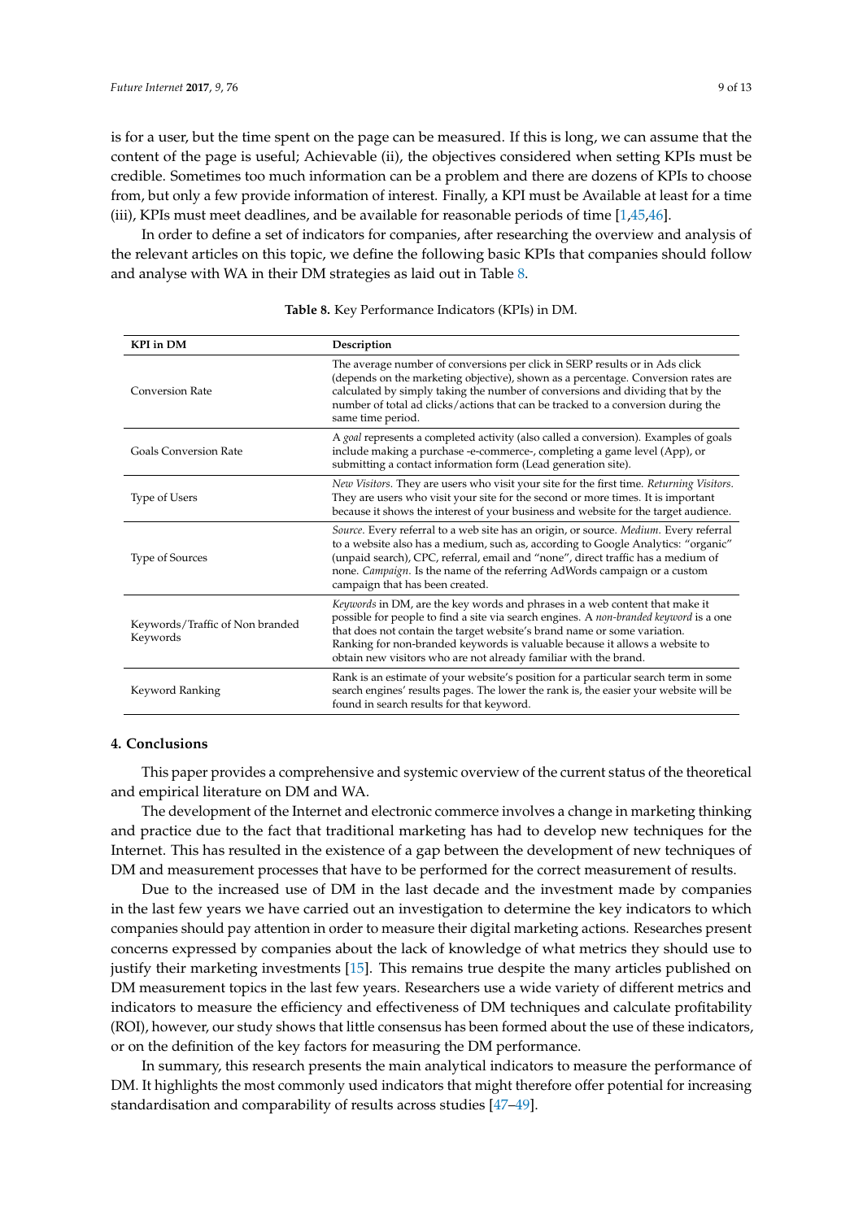is for a user, but the time spent on the page can be measured. If this is long, we can assume that the content of the page is useful; Achievable (ii), the objectives considered when setting KPIs must be credible. Sometimes too much information can be a problem and there are dozens of KPIs to choose from, but only a few provide information of interest. Finally, a KPI must be Available at least for a time (iii), KPIs must meet deadlines, and be available for reasonable periods of time [1,45,46].

In order to define a set of indicators for companies, after researching the overview and analysis of the relevant articles on this topic, we define the following basic KPIs that companies should follow and analyse with WA in their DM strategies as laid out in Table 8.

**Table 8.** Key Performance Indicators (KPIs) in DM.

| KPI in DM | Description |
| --- | --- |
| Conversion Rate | The average number of conversions per click in SERP results or in Ads click (depends on the marketing objective), shown as a percentage. Conversion rates are calculated by simply taking the number of conversions and dividing that by the number of total ad clicks/actions that can be tracked to a conversion during the same time period. |
| Goals Conversion Rate | A *goal* represents a completed activity (also called a conversion). Examples of goals include making a purchase -e-commerce-, completing a game level (App), or submitting a contact information form (Lead generation site). |
| Type of Users | *New Visitors*. They are users who visit your site for the first time. *Returning Visitors*. They are users who visit your site for the second or more times. It is important because it shows the interest of your business and website for the target audience. |
| Type of Sources | *Source*. Every referral to a web site has an origin, or source. *Medium*. Every referral to a website also has a medium, such as, according to Google Analytics: "organic" (unpaid search), CPC, referral, email and "none", direct traffic has a medium of none. *Campaign*. Is the name of the referring AdWords campaign or a custom campaign that has been created. |
| Keywords/Traffic of Non branded Keywords | *Keywords* in DM, are the key words and phrases in a web content that make it possible for people to find a site via search engines. A *non-branded keyword* is a one that does not contain the target website's brand name or some variation. Ranking for non-branded keywords is valuable because it allows a website to obtain new visitors who are not already familiar with the brand. |
| Keyword Ranking | Rank is an estimate of your website's position for a particular search term in some search engines' results pages. The lower the rank is, the easier your website will be found in search results for that keyword. |

## 4. Conclusions

This paper provides a comprehensive and systemic overview of the current status of the theoretical and empirical literature on DM and WA.

The development of the Internet and electronic commerce involves a change in marketing thinking and practice due to the fact that traditional marketing has had to develop new techniques for the Internet. This has resulted in the existence of a gap between the development of new techniques of DM and measurement processes that have to be performed for the correct measurement of results.

Due to the increased use of DM in the last decade and the investment made by companies in the last few years we have carried out an investigation to determine the key indicators to which companies should pay attention in order to measure their digital marketing actions. Researches present concerns expressed by companies about the lack of knowledge of what metrics they should use to justify their marketing investments [15]. This remains true despite the many articles published on DM measurement topics in the last few years. Researchers use a wide variety of different metrics and indicators to measure the efficiency and effectiveness of DM techniques and calculate profitability (ROI), however, our study shows that little consensus has been formed about the use of these indicators, or on the definition of the key factors for measuring the DM performance.

In summary, this research presents the main analytical indicators to measure the performance of DM. It highlights the most commonly used indicators that might therefore offer potential for increasing standardisation and comparability of results across studies [47–49].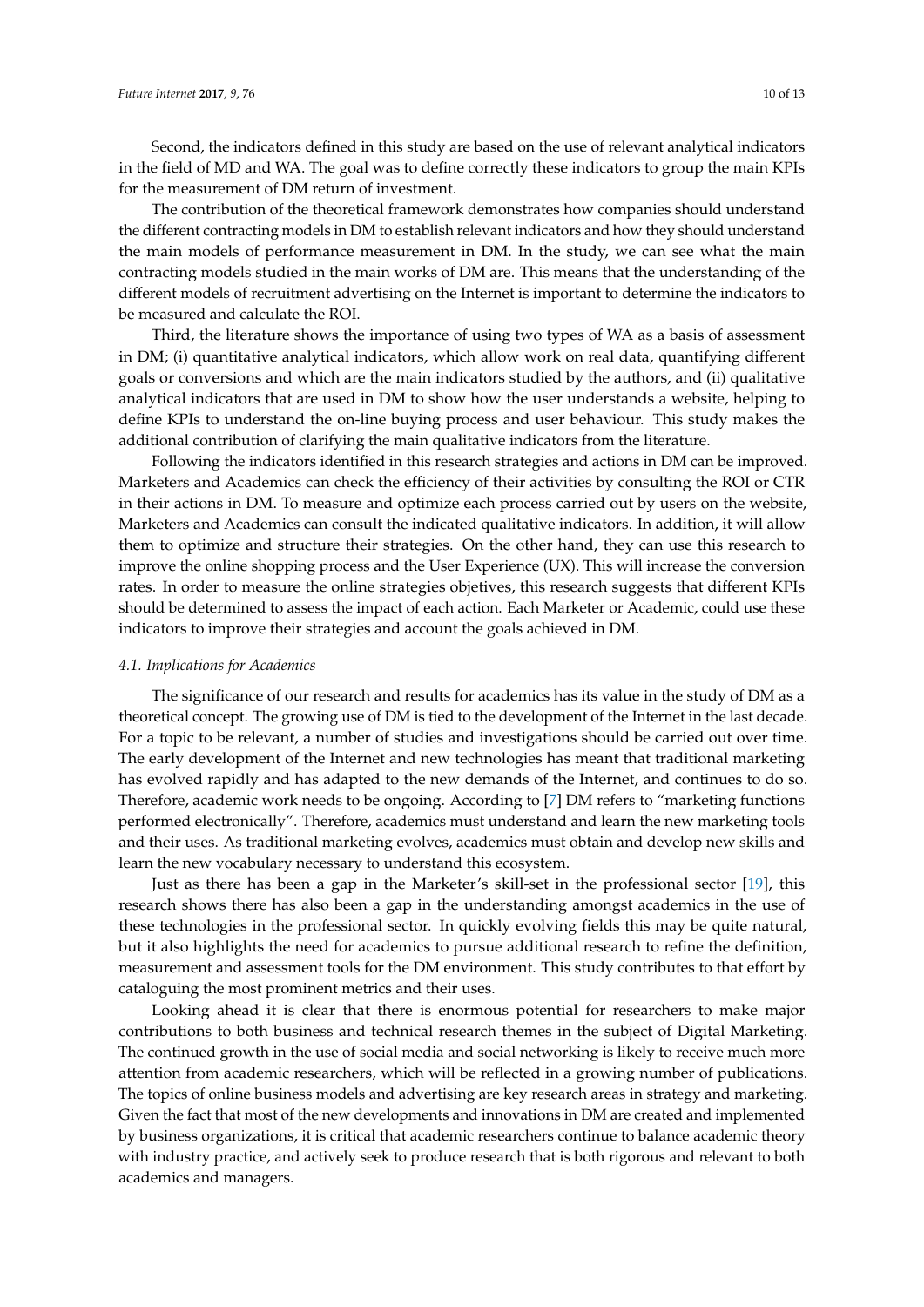Second, the indicators defined in this study are based on the use of relevant analytical indicators in the field of MD and WA. The goal was to define correctly these indicators to group the main KPIs for the measurement of DM return of investment.

The contribution of the theoretical framework demonstrates how companies should understand the different contracting models in DM to establish relevant indicators and how they should understand the main models of performance measurement in DM. In the study, we can see what the main contracting models studied in the main works of DM are. This means that the understanding of the different models of recruitment advertising on the Internet is important to determine the indicators to be measured and calculate the ROI.

Third, the literature shows the importance of using two types of WA as a basis of assessment in DM; (i) quantitative analytical indicators, which allow work on real data, quantifying different goals or conversions and which are the main indicators studied by the authors, and (ii) qualitative analytical indicators that are used in DM to show how the user understands a website, helping to define KPIs to understand the on-line buying process and user behaviour. This study makes the additional contribution of clarifying the main qualitative indicators from the literature.

Following the indicators identified in this research strategies and actions in DM can be improved. Marketers and Academics can check the efficiency of their activities by consulting the ROI or CTR in their actions in DM. To measure and optimize each process carried out by users on the website, Marketers and Academics can consult the indicated qualitative indicators. In addition, it will allow them to optimize and structure their strategies. On the other hand, they can use this research to improve the online shopping process and the User Experience (UX). This will increase the conversion rates. In order to measure the online strategies objetives, this research suggests that different KPIs should be determined to assess the impact of each action. Each Marketer or Academic, could use these indicators to improve their strategies and account the goals achieved in DM.

### 4.1. Implications for Academics

The significance of our research and results for academics has its value in the study of DM as a theoretical concept. The growing use of DM is tied to the development of the Internet in the last decade. For a topic to be relevant, a number of studies and investigations should be carried out over time. The early development of the Internet and new technologies has meant that traditional marketing has evolved rapidly and has adapted to the new demands of the Internet, and continues to do so. Therefore, academic work needs to be ongoing. According to [7] DM refers to "marketing functions performed electronically". Therefore, academics must understand and learn the new marketing tools and their uses. As traditional marketing evolves, academics must obtain and develop new skills and learn the new vocabulary necessary to understand this ecosystem.

Just as there has been a gap in the Marketer's skill-set in the professional sector [19], this research shows there has also been a gap in the understanding amongst academics in the use of these technologies in the professional sector. In quickly evolving fields this may be quite natural, but it also highlights the need for academics to pursue additional research to refine the definition, measurement and assessment tools for the DM environment. This study contributes to that effort by cataloguing the most prominent metrics and their uses.

Looking ahead it is clear that there is enormous potential for researchers to make major contributions to both business and technical research themes in the subject of Digital Marketing. The continued growth in the use of social media and social networking is likely to receive much more attention from academic researchers, which will be reflected in a growing number of publications. The topics of online business models and advertising are key research areas in strategy and marketing. Given the fact that most of the new developments and innovations in DM are created and implemented by business organizations, it is critical that academic researchers continue to balance academic theory with industry practice, and actively seek to produce research that is both rigorous and relevant to both academics and managers.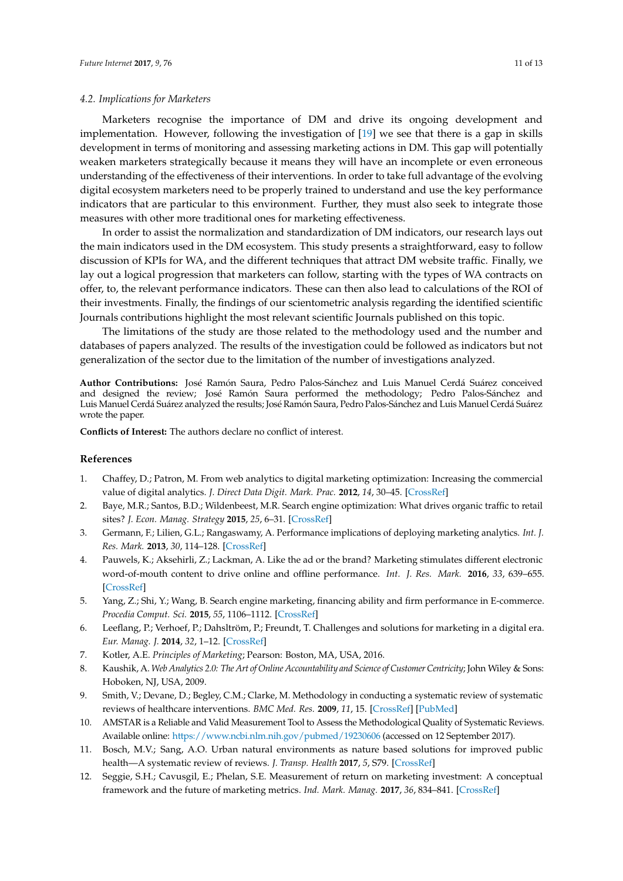### 4.2. Implications for Marketers

Marketers recognise the importance of DM and drive its ongoing development and implementation. However, following the investigation of [19] we see that there is a gap in skills development in terms of monitoring and assessing marketing actions in DM. This gap will potentially weaken marketers strategically because it means they will have an incomplete or even erroneous understanding of the effectiveness of their interventions. In order to take full advantage of the evolving digital ecosystem marketers need to be properly trained to understand and use the key performance indicators that are particular to this environment. Further, they must also seek to integrate those measures with other more traditional ones for marketing effectiveness.

In order to assist the normalization and standardization of DM indicators, our research lays out the main indicators used in the DM ecosystem. This study presents a straightforward, easy to follow discussion of KPIs for WA, and the different techniques that attract DM website traffic. Finally, we lay out a logical progression that marketers can follow, starting with the types of WA contracts on offer, to, the relevant performance indicators. These can then also lead to calculations of the ROI of their investments. Finally, the findings of our scientometric analysis regarding the identified scientific Journals contributions highlight the most relevant scientific Journals published on this topic.

The limitations of the study are those related to the methodology used and the number and databases of papers analyzed. The results of the investigation could be followed as indicators but not generalization of the sector due to the limitation of the number of investigations analyzed.

**Author Contributions:** José Ramón Saura, Pedro Palos-Sánchez and Luis Manuel Cerdá Suárez conceived and designed the review; José Ramón Saura performed the methodology; Pedro Palos-Sánchez and Luis Manuel Cerdá Suárez analyzed the results; José Ramón Saura, Pedro Palos-Sánchez and Luis Manuel Cerdá Suárez wrote the paper.

**Conflicts of Interest:** The authors declare no conflict of interest.

## References

1. Chaffey, D.; Patron, M. From web analytics to digital marketing optimization: Increasing the commercial value of digital analytics. *J. Direct Data Digit. Mark. Prac.* **2012**, *14*, 30–45. [CrossRef]
2. Baye, M.R.; Santos, B.D.; Wildenbeest, M.R. Search engine optimization: What drives organic traffic to retail sites? *J. Econ. Manag. Strategy* **2015**, *25*, 6–31. [CrossRef]
3. Germann, F.; Lilien, G.L.; Rangaswamy, A. Performance implications of deploying marketing analytics. *Int. J. Res. Mark.* **2013**, *30*, 114–128. [CrossRef]
4. Pauwels, K.; Aksehirli, Z.; Lackman, A. Like the ad or the brand? Marketing stimulates different electronic word-of-mouth content to drive online and offline performance. *Int. J. Res. Mark.* **2016**, *33*, 639–655. [CrossRef]
5. Yang, Z.; Shi, Y.; Wang, B. Search engine marketing, financing ability and firm performance in E-commerce. *Procedia Comput. Sci.* **2015**, *55*, 1106–1112. [CrossRef]
6. Leeflang, P.; Verhoef, P.; Dahlström, P.; Freundt, T. Challenges and solutions for marketing in a digital era. *Eur. Manag. J.* **2014**, *32*, 1–12. [CrossRef]
7. Kotler, A.E. *Principles of Marketing*; Pearson: Boston, MA, USA, 2016.
8. Kaushik, A. *Web Analytics 2.0: The Art of Online Accountability and Science of Customer Centricity*; John Wiley & Sons: Hoboken, NJ, USA, 2009.
9. Smith, V.; Devane, D.; Begley, C.M.; Clarke, M. Methodology in conducting a systematic review of systematic reviews of healthcare interventions. *BMC Med. Res.* **2009**, *11*, 15. [CrossRef] [PubMed]
10. AMSTAR is a Reliable and Valid Measurement Tool to Assess the Methodological Quality of Systematic Reviews. Available online: https://www.ncbi.nlm.nih.gov/pubmed/19230606 (accessed on 12 September 2017).
11. Bosch, M.V.; Sang, A.O. Urban natural environments as nature based solutions for improved public health—A systematic review of reviews. *J. Transp. Health* **2017**, *5*, S79. [CrossRef]
12. Seggie, S.H.; Cavusgil, E.; Phelan, S.E. Measurement of return on marketing investment: A conceptual framework and the future of marketing metrics. *Ind. Mark. Manag.* **2017**, *36*, 834–841. [CrossRef]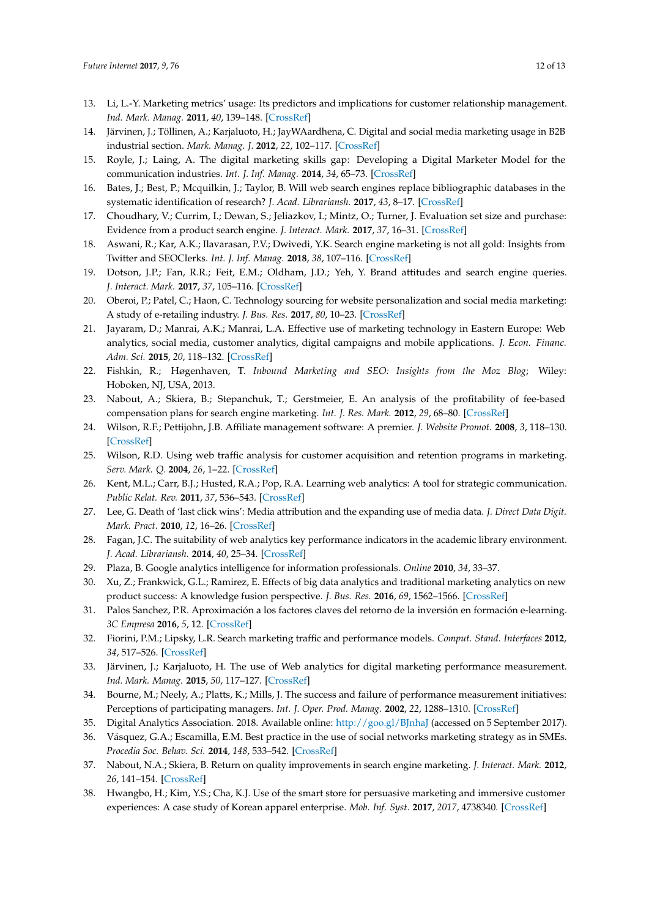13. Li, L.-Y. Marketing metrics' usage: Its predictors and implications for customer relationship management. *Ind. Mark. Manag.* **2011**, *40*, 139–148. [CrossRef]
14. Järvinen, J.; Töllinen, A.; Karjaluoto, H.; JayWAardhena, C. Digital and social media marketing usage in B2B industrial section. *Mark. Manag. J.* **2012**, *22*, 102–117. [CrossRef]
15. Royle, J.; Laing, A. The digital marketing skills gap: Developing a Digital Marketer Model for the communication industries. *Int. J. Inf. Manag.* **2014**, *34*, 65–73. [CrossRef]
16. Bates, J.; Best, P.; Mcquilkin, J.; Taylor, B. Will web search engines replace bibliographic databases in the systematic identification of research? *J. Acad. Librariansh.* **2017**, *43*, 8–17. [CrossRef]
17. Choudhary, V.; Currim, I.; Dewan, S.; Jeliazkov, I.; Mintz, O.; Turner, J. Evaluation set size and purchase: Evidence from a product search engine. *J. Interact. Mark.* **2017**, *37*, 16–31. [CrossRef]
18. Aswani, R.; Kar, A.K.; Ilavarasan, P.V.; Dwivedi, Y.K. Search engine marketing is not all gold: Insights from Twitter and SEOClerks. *Int. J. Inf. Manag.* **2018**, *38*, 107–116. [CrossRef]
19. Dotson, J.P.; Fan, R.R.; Feit, E.M.; Oldham, J.D.; Yeh, Y. Brand attitudes and search engine queries. *J. Interact. Mark.* **2017**, *37*, 105–116. [CrossRef]
20. Oberoi, P.; Patel, C.; Haon, C. Technology sourcing for website personalization and social media marketing: A study of e-retailing industry. *J. Bus. Res.* **2017**, *80*, 10–23. [CrossRef]
21. Jayaram, D.; Manrai, A.K.; Manrai, L.A. Effective use of marketing technology in Eastern Europe: Web analytics, social media, customer analytics, digital campaigns and mobile applications. *J. Econ. Financ. Adm. Sci.* **2015**, *20*, 118–132. [CrossRef]
22. Fishkin, R.; Høgenhaven, T. *Inbound Marketing and SEO: Insights from the Moz Blog*; Wiley: Hoboken, NJ, USA, 2013.
23. Nabout, A.; Skiera, B.; Stepanchuk, T.; Gerstmeier, E. An analysis of the profitability of fee-based compensation plans for search engine marketing. *Int. J. Res. Mark.* **2012**, *29*, 68–80. [CrossRef]
24. Wilson, R.F.; Pettijohn, J.B. Affiliate management software: A premier. *J. Website Promot.* **2008**, *3*, 118–130. [CrossRef]
25. Wilson, R.D. Using web traffic analysis for customer acquisition and retention programs in marketing. *Serv. Mark. Q.* **2004**, *26*, 1–22. [CrossRef]
26. Kent, M.L.; Carr, B.J.; Husted, R.A.; Pop, R.A. Learning web analytics: A tool for strategic communication. *Public Relat. Rev.* **2011**, *37*, 536–543. [CrossRef]
27. Lee, G. Death of 'last click wins': Media attribution and the expanding use of media data. *J. Direct Data Digit. Mark. Pract.* **2010**, *12*, 16–26. [CrossRef]
28. Fagan, J.C. The suitability of web analytics key performance indicators in the academic library environment. *J. Acad. Librariansh.* **2014**, *40*, 25–34. [CrossRef]
29. Plaza, B. Google analytics intelligence for information professionals. *Online* **2010**, *34*, 33–37.
30. Xu, Z.; Frankwick, G.L.; Ramirez, E. Effects of big data analytics and traditional marketing analytics on new product success: A knowledge fusion perspective. *J. Bus. Res.* **2016**, *69*, 1562–1566. [CrossRef]
31. Palos Sanchez, P.R. Aproximación a los factores claves del retorno de la inversión en formación e-learning. *3C Empresa* **2016**, *5*, 12. [CrossRef]
32. Fiorini, P.M.; Lipsky, L.R. Search marketing traffic and performance models. *Comput. Stand. Interfaces* **2012**, *34*, 517–526. [CrossRef]
33. Järvinen, J.; Karjaluoto, H. The use of Web analytics for digital marketing performance measurement. *Ind. Mark. Manag.* **2015**, *50*, 117–127. [CrossRef]
34. Bourne, M.; Neely, A.; Platts, K.; Mills, J. The success and failure of performance measurement initiatives: Perceptions of participating managers. *Int. J. Oper. Prod. Manag.* **2002**, *22*, 1288–1310. [CrossRef]
35. Digital Analytics Association. 2018. Available online: http://goo.gl/BJnhaJ (accessed on 5 September 2017).
36. Vásquez, G.A.; Escamilla, E.M. Best practice in the use of social networks marketing strategy as in SMEs. *Procedia Soc. Behav. Sci.* **2014**, *148*, 533–542. [CrossRef]
37. Nabout, N.A.; Skiera, B. Return on quality improvements in search engine marketing. *J. Interact. Mark.* **2012**, *26*, 141–154. [CrossRef]
38. Hwangbo, H.; Kim, Y.S.; Cha, K.J. Use of the smart store for persuasive marketing and immersive customer experiences: A case study of Korean apparel enterprise. *Mob. Inf. Syst.* **2017**, *2017*, 4738340. [CrossRef]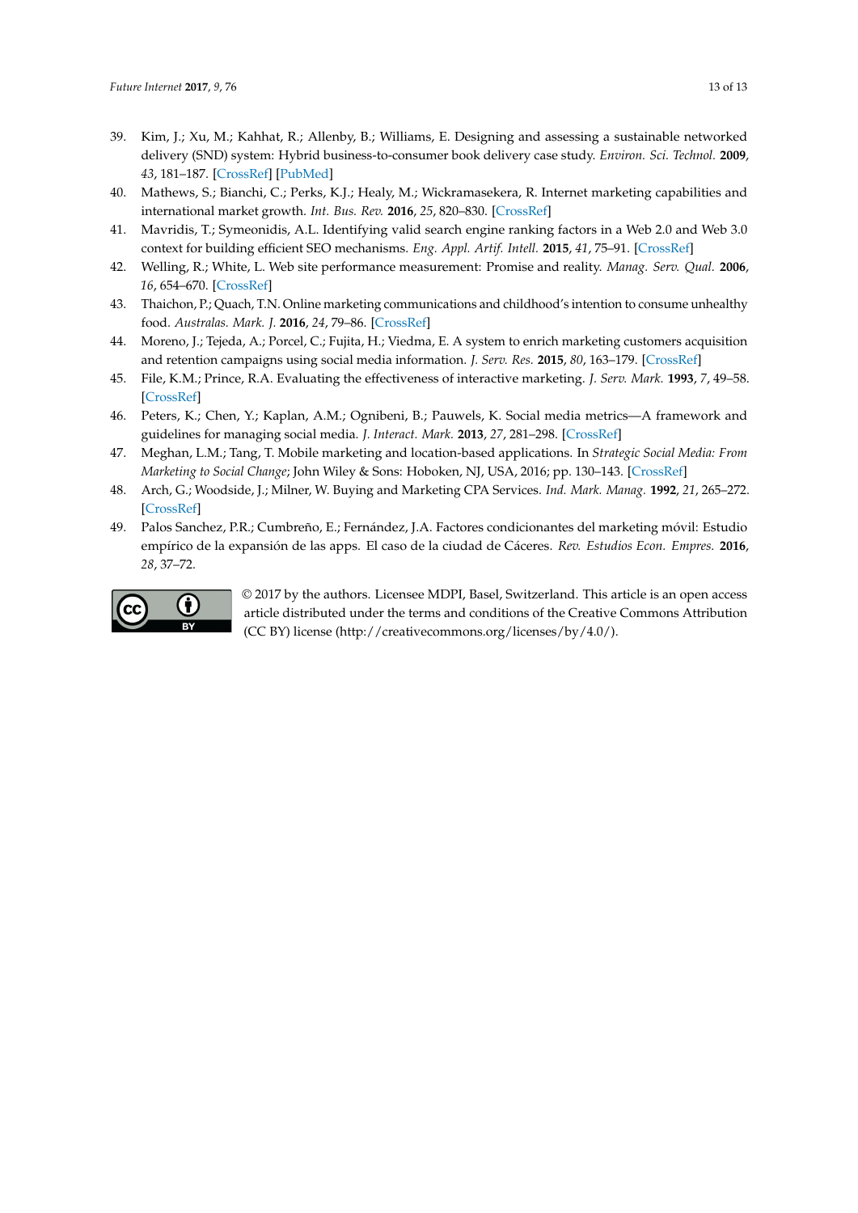39. Kim, J.; Xu, M.; Kahhat, R.; Allenby, B.; Williams, E. Designing and assessing a sustainable networked delivery (SND) system: Hybrid business-to-consumer book delivery case study. *Environ. Sci. Technol.* **2009**, *43*, 181–187. [CrossRef] [PubMed]
40. Mathews, S.; Bianchi, C.; Perks, K.J.; Healy, M.; Wickramasekera, R. Internet marketing capabilities and international market growth. *Int. Bus. Rev.* **2016**, *25*, 820–830. [CrossRef]
41. Mavridis, T.; Symeonidis, A.L. Identifying valid search engine ranking factors in a Web 2.0 and Web 3.0 context for building efficient SEO mechanisms. *Eng. Appl. Artif. Intell.* **2015**, *41*, 75–91. [CrossRef]
42. Welling, R.; White, L. Web site performance measurement: Promise and reality. *Manag. Serv. Qual.* **2006**, *16*, 654–670. [CrossRef]
43. Thaichon, P.; Quach, T.N. Online marketing communications and childhood's intention to consume unhealthy food. *Australas. Mark. J.* **2016**, *24*, 79–86. [CrossRef]
44. Moreno, J.; Tejeda, A.; Porcel, C.; Fujita, H.; Viedma, E. A system to enrich marketing customers acquisition and retention campaigns using social media information. *J. Serv. Res.* **2015**, *80*, 163–179. [CrossRef]
45. File, K.M.; Prince, R.A. Evaluating the effectiveness of interactive marketing. *J. Serv. Mark.* **1993**, *7*, 49–58. [CrossRef]
46. Peters, K.; Chen, Y.; Kaplan, A.M.; Ognibeni, B.; Pauwels, K. Social media metrics—A framework and guidelines for managing social media. *J. Interact. Mark.* **2013**, *27*, 281–298. [CrossRef]
47. Meghan, L.M.; Tang, T. Mobile marketing and location-based applications. In *Strategic Social Media: From Marketing to Social Change*; John Wiley & Sons: Hoboken, NJ, USA, 2016; pp. 130–143. [CrossRef]
48. Arch, G.; Woodside, J.; Milner, W. Buying and Marketing CPA Services. *Ind. Mark. Manag.* **1992**, *21*, 265–272. [CrossRef]
49. Palos Sanchez, P.R.; Cumbreño, E.; Fernández, J.A. Factores condicionantes del marketing móvil: Estudio empírico de la expansión de las apps. El caso de la ciudad de Cáceres. *Rev. Estudios Econ. Empres.* **2016**, *28*, 37–72.

© 2017 by the authors. Licensee MDPI, Basel, Switzerland. This article is an open access article distributed under the terms and conditions of the Creative Commons Attribution (CC BY) license (http://creativecommons.org/licenses/by/4.0/).